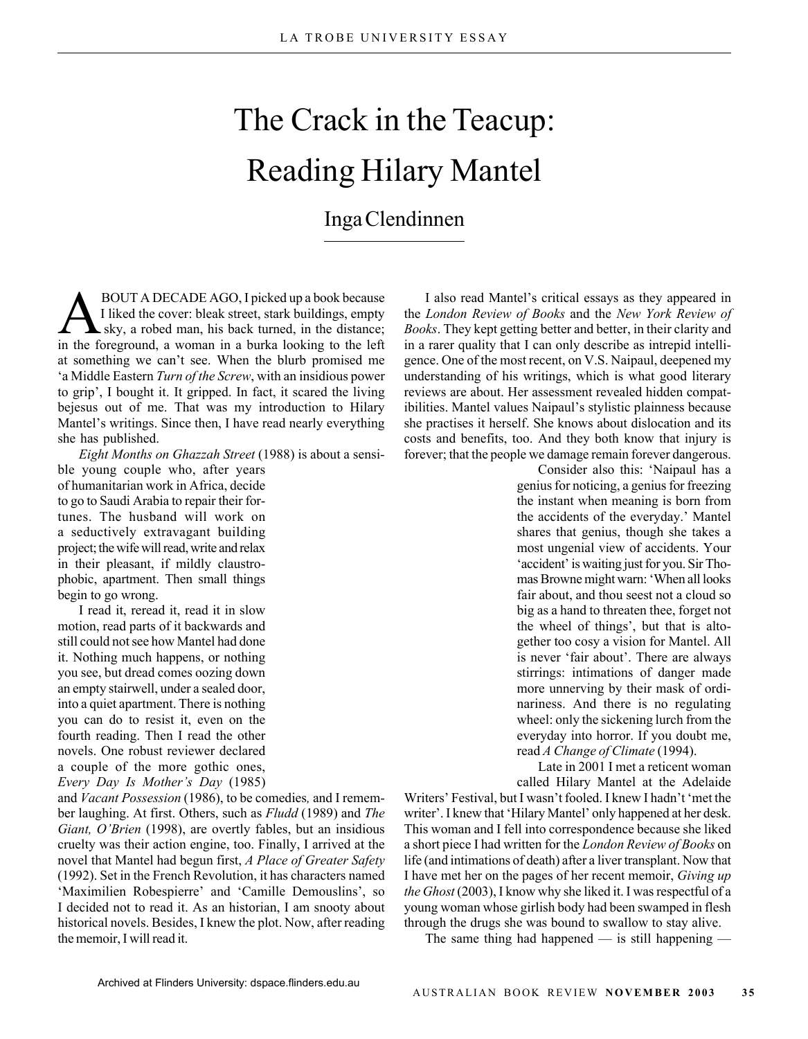# The Crack in the Teacup: Reading Hilary Mantel

## Inga Clendinnen

ABOUT A DECADE AGO, I picked up a book because I liked the cover: bleak street, stark buildings, empty sky, a robed man, his back turned, in the distance; in the foreground, a woman in a burka looking to the left at something we can't see. When the blurb promised me 'a Middle Eastern *Turn of the Screw*, with an insidious power to grip', I bought it. It gripped. In fact, it scared the living bejesus out of me. That was my introduction to Hilary Mantel's writings. Since then, I have read nearly everything she has published.

*Eight Months on Ghazzah Street* (1988) is about a sensible young couple who, after years of humanitarian work in Africa, decide to go to Saudi Arabia to repair their fortunes. The husband will work on a seductively extravagant building project; the wife will read, write and relax in their pleasant, if mildly claustrophobic, apartment. Then small things begin to go wrong.

I read it, reread it, read it in slow motion, read parts of it backwards and still could not see how Mantel had done it. Nothing much happens, or nothing you see, but dread comes oozing down an empty stairwell, under a sealed door, into a quiet apartment. There is nothing you can do to resist it, even on the fourth reading. Then I read the other novels. One robust reviewer declared a couple of the more gothic ones, *Every Day Is Mother's Day* (1985) and *Vacant Possession* (1986), to be comedies, and I remember laughing. At first. Others, such as *Fludd* (1989) and *The Giant, O'Brien* (1998), are overtly fables, but an insidious cruelty was their action engine, too. Finally, I arrived at the novel that Mantel had begun first, *A Place of Greater Safety* (1992). Set in the French Revolution, it has characters named 'Maximilien Robespierre' and 'Camille Demouslins', so I decided not to read it. As an historian, I am snooty about historical novels. Besides, I knew the plot. Now, after reading the memoir, I will read it.

I also read Mantel's critical essays as they appeared in the *London Review of Books* and the *New York Review of Books*. They kept getting better and better, in their clarity and in a rarer quality that I can only describe as intrepid intelligence. One of the most recent, on V.S. Naipaul, deepened my understanding of his writings, which is what good literary reviews are about. Her assessment revealed hidden compatibilities. Mantel values Naipaul's stylistic plainness because she practises it herself. She knows about dislocation and its costs and benefits, too. And they both know that injury is forever; that the people we damage remain forever dangerous.

Consider also this: 'Naipaul has a genius for noticing, a genius for freezing the instant when meaning is born from the accidents of the everyday.' Mantel shares that genius, though she takes a most ungenial view of accidents. Your 'accident' is waiting just for you. Sir Thomas Browne might warn: 'When all looks fair about, and thou seest not a cloud so big as a hand to threaten thee, forget not the wheel of things', but that is altogether too cosy a vision for Mantel. All is never 'fair about'. There are always stirrings: intimations of danger made more unnerving by their mask of ordinariness. And there is no regulating wheel: only the sickening lurch from the everyday into horror. If you doubt me, read *A Change of Climate* (1994).

Late in 2001 I met a reticent woman called Hilary Mantel at the Adelaide Writers' Festival, but I wasn't fooled. I knew I hadn't 'met the writer'. I knew that 'Hilary Mantel' only happened at her desk. This woman and I fell into correspondence because she liked a short piece I had written for the *London Review of Books* on life (and intimations of death) after a liver transplant. Now that I have met her on the pages of her recent memoir, *Giving up the Ghost* (2003), I know why she liked it. I was respectful of a young woman whose girlish body had been swamped in flesh through the drugs she was bound to swallow to stay alive.

The same thing had happened — is still happening —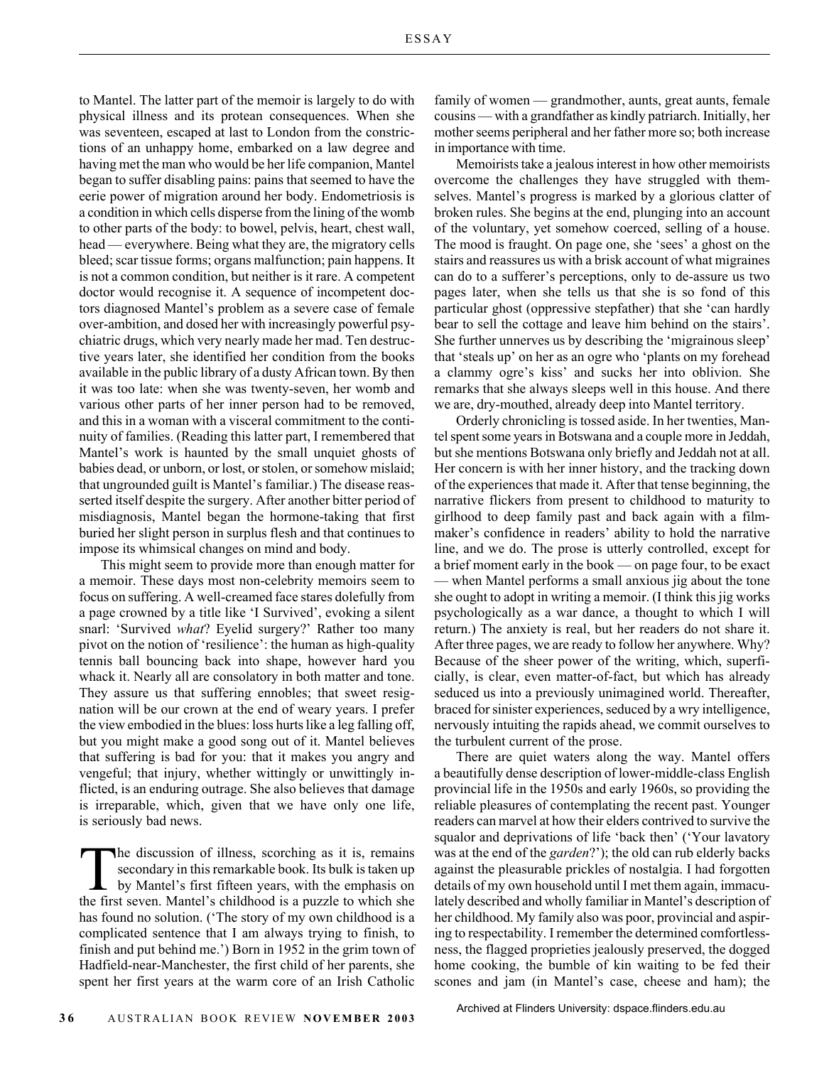to Mantel. The latter part of the memoir is largely to do with physical illness and its protean consequences. When she was seventeen, escaped at last to London from the constrictions of an unhappy home, embarked on a law degree and having met the man who would be her life companion, Mantel began to suffer disabling pains: pains that seemed to have the eerie power of migration around her body. Endometriosis is a condition in which cells disperse from the lining of the womb to other parts of the body: to bowel, pelvis, heart, chest wall, head — everywhere. Being what they are, the migratory cells bleed; scar tissue forms; organs malfunction; pain happens. It is not a common condition, but neither is it rare. A competent doctor would recognise it. A sequence of incompetent doctors diagnosed Mantel's problem as a severe case of female over-ambition, and dosed her with increasingly powerful psychiatric drugs, which very nearly made her mad. Ten destructive years later, she identified her condition from the books available in the public library of a dusty African town. By then it was too late: when she was twenty-seven, her womb and various other parts of her inner person had to be removed, and this in a woman with a visceral commitment to the continuity of families. (Reading this latter part, I remembered that Mantel's work is haunted by the small unquiet ghosts of babies dead, or unborn, or lost, or stolen, or somehow mislaid; that ungrounded guilt is Mantel's familiar.) The disease reasserted itself despite the surgery. After another bitter period of misdiagnosis, Mantel began the hormone-taking that first buried her slight person in surplus flesh and that continues to impose its whimsical changes on mind and body.

This might seem to provide more than enough matter for a memoir. These days most non-celebrity memoirs seem to focus on suffering. A well-creamed face stares dolefully from a page crowned by a title like 'I Survived', evoking a silent snarl: 'Survived *what*? Eyelid surgery?' Rather too many pivot on the notion of 'resilience': the human as high-quality tennis ball bouncing back into shape, however hard you whack it. Nearly all are consolatory in both matter and tone. They assure us that suffering ennobles; that sweet resignation will be our crown at the end of weary years. I prefer the view embodied in the blues: loss hurts like a leg falling off, but you might make a good song out of it. Mantel believes that suffering is bad for you: that it makes you angry and vengeful; that injury, whether wittingly or unwittingly inflicted, is an enduring outrage. She also believes that damage is irreparable, which, given that we have only one life, is seriously bad news.

The discussion of illness, scorching as it is, remains secondary in this remarkable book. Its bulk is taken up by Mantel's first fifteen years, with the emphasis on the first seven. Mantel's childhood is a puzzle to which she has found no solution. ('The story of my own childhood is a complicated sentence that I am always trying to finish, to finish and put behind me.') Born in 1952 in the grim town of Hadfield-near-Manchester, the first child of her parents, she spent her first years at the warm core of an Irish Catholic family of women — grandmother, aunts, great aunts, female cousins — with a grandfather as kindly patriarch. Initially, her mother seems peripheral and her father more so; both increase in importance with time.

Memoirists take a jealous interest in how other memoirists overcome the challenges they have struggled with themselves. Mantel's progress is marked by a glorious clatter of broken rules. She begins at the end, plunging into an account of the voluntary, yet somehow coerced, selling of a house. The mood is fraught. On page one, she 'sees' a ghost on the stairs and reassures us with a brisk account of what migraines can do to a sufferer's perceptions, only to de-assure us two pages later, when she tells us that she is so fond of this particular ghost (oppressive stepfather) that she 'can hardly bear to sell the cottage and leave him behind on the stairs'. She further unnerves us by describing the 'migrainous sleep' that 'steals up' on her as an ogre who 'plants on my forehead a clammy ogre's kiss' and sucks her into oblivion. She remarks that she always sleeps well in this house. And there we are, dry-mouthed, already deep into Mantel territory.

Orderly chronicling is tossed aside. In her twenties, Mantel spent some years in Botswana and a couple more in Jeddah, but she mentions Botswana only briefly and Jeddah not at all. Her concern is with her inner history, and the tracking down of the experiences that made it. After that tense beginning, the narrative flickers from present to childhood to maturity to girlhood to deep family past and back again with a filmmaker's confidence in readers' ability to hold the narrative line, and we do. The prose is utterly controlled, except for a brief moment early in the book — on page four, to be exact — when Mantel performs a small anxious jig about the tone she ought to adopt in writing a memoir. (I think this jig works psychologically as a war dance, a thought to which I will return.) The anxiety is real, but her readers do not share it. After three pages, we are ready to follow her anywhere. Why? Because of the sheer power of the writing, which, superficially, is clear, even matter-of-fact, but which has already seduced us into a previously unimagined world. Thereafter, braced for sinister experiences, seduced by a wry intelligence, nervously intuiting the rapids ahead, we commit ourselves to the turbulent current of the prose.

There are quiet waters along the way. Mantel offers a beautifully dense description of lower-middle-class English provincial life in the 1950s and early 1960s, so providing the reliable pleasures of contemplating the recent past. Younger readers can marvel at how their elders contrived to survive the squalor and deprivations of life 'back then' ('Your lavatory was at the end of the *garden*?'); the old can rub elderly backs against the pleasurable prickles of nostalgia. I had forgotten details of my own household until I met them again, immaculately described and wholly familiar in Mantel's description of her childhood. My family also was poor, provincial and aspiring to respectability. I remember the determined comfortlessness, the flagged proprieties jealously preserved, the dogged home cooking, the bumble of kin waiting to be fed their scones and jam (in Mantel's case, cheese and ham); the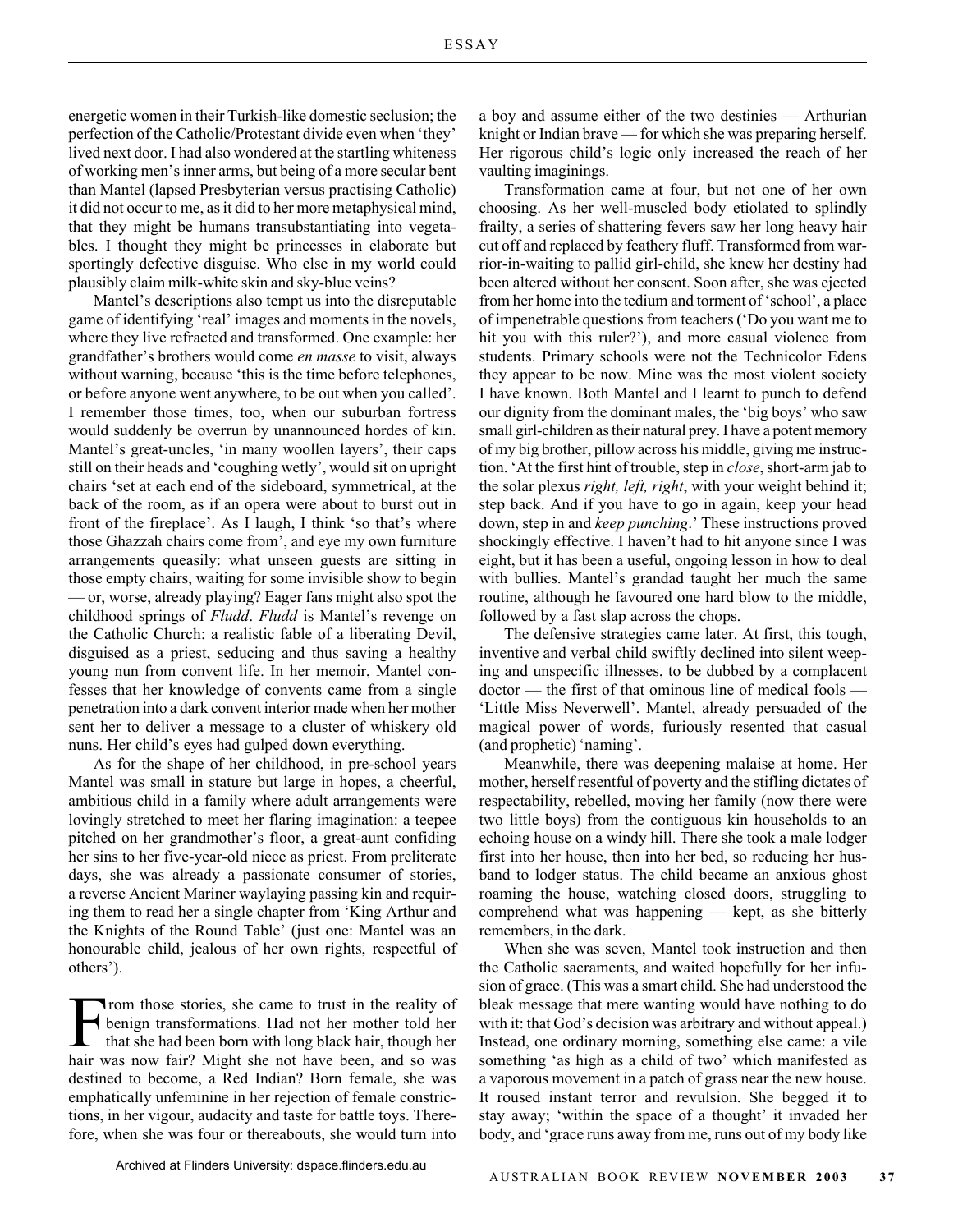energetic women in their Turkish-like domestic seclusion; the perfection of the Catholic/Protestant divide even when 'they' lived next door. I had also wondered at the startling whiteness of working men's inner arms, but being of a more secular bent than Mantel (lapsed Presbyterian versus practising Catholic) it did not occur to me, as it did to her more metaphysical mind, that they might be humans transubstantiating into vegetables. I thought they might be princesses in elaborate but sportingly defective disguise. Who else in my world could plausibly claim milk-white skin and sky-blue veins?

Mantel's descriptions also tempt us into the disreputable game of identifying 'real' images and moments in the novels, where they live refracted and transformed. One example: her grandfather's brothers would come *en masse* to visit, always without warning, because 'this is the time before telephones, or before anyone went anywhere, to be out when you called'. I remember those times, too, when our suburban fortress would suddenly be overrun by unannounced hordes of kin. Mantel's great-uncles, 'in many woollen layers', their caps still on their heads and 'coughing wetly', would sit on upright chairs 'set at each end of the sideboard, symmetrical, at the back of the room, as if an opera were about to burst out in front of the fireplace'. As I laugh, I think 'so that's where those Ghazzah chairs come from', and eye my own furniture arrangements queasily: what unseen guests are sitting in those empty chairs, waiting for some invisible show to begin — or, worse, already playing? Eager fans might also spot the childhood springs of *Fludd*. *Fludd* is Mantel's revenge on the Catholic Church: a realistic fable of a liberating Devil, disguised as a priest, seducing and thus saving a healthy young nun from convent life. In her memoir, Mantel confesses that her knowledge of convents came from a single penetration into a dark convent interior made when her mother sent her to deliver a message to a cluster of whiskery old nuns. Her child's eyes had gulped down everything.

As for the shape of her childhood, in pre-school years Mantel was small in stature but large in hopes, a cheerful, ambitious child in a family where adult arrangements were lovingly stretched to meet her flaring imagination: a teepee pitched on her grandmother's floor, a great-aunt confiding her sins to her five-year-old niece as priest. From preliterate days, she was already a passionate consumer of stories, a reverse Ancient Mariner waylaying passing kin and requiring them to read her a single chapter from 'King Arthur and the Knights of the Round Table' (just one: Mantel was an honourable child, jealous of her own rights, respectful of others').

From those stories, she came to trust in the reality of benign transformations. Had not her mother told her that she had been born with long black hair, though her hair was now fair? Might she not have been, and so was destined to become, a Red Indian? Born female, she was emphatically unfeminine in her rejection of female constrictions, in her vigour, audacity and taste for battle toys. Therefore, when she was four or thereabouts, she would turn into a boy and assume either of the two destinies — Arthurian knight or Indian brave — for which she was preparing herself. Her rigorous child's logic only increased the reach of her vaulting imaginings.

Transformation came at four, but not one of her own choosing. As her well-muscled body etiolated to splindly frailty, a series of shattering fevers saw her long heavy hair cut off and replaced by feathery fluff. Transformed from warrior-in-waiting to pallid girl-child, she knew her destiny had been altered without her consent. Soon after, she was ejected from her home into the tedium and torment of 'school', a place of impenetrable questions from teachers ('Do you want me to hit you with this ruler?'), and more casual violence from students. Primary schools were not the Technicolor Edens they appear to be now. Mine was the most violent society I have known. Both Mantel and I learnt to punch to defend our dignity from the dominant males, the 'big boys' who saw small girl-children as their natural prey. I have a potent memory of my big brother, pillow across his middle, giving me instruction. 'At the first hint of trouble, step in *close*, short-arm jab to the solar plexus *right, left, right*, with your weight behind it; step back. And if you have to go in again, keep your head down, step in and *keep punching*.' These instructions proved shockingly effective. I haven't had to hit anyone since I was eight, but it has been a useful, ongoing lesson in how to deal with bullies. Mantel's grandad taught her much the same routine, although he favoured one hard blow to the middle, followed by a fast slap across the chops.

The defensive strategies came later. At first, this tough, inventive and verbal child swiftly declined into silent weeping and unspecific illnesses, to be dubbed by a complacent doctor — the first of that ominous line of medical fools — 'Little Miss Neverwell'. Mantel, already persuaded of the magical power of words, furiously resented that casual (and prophetic) 'naming'.

Meanwhile, there was deepening malaise at home. Her mother, herself resentful of poverty and the stifling dictates of respectability, rebelled, moving her family (now there were two little boys) from the contiguous kin households to an echoing house on a windy hill. There she took a male lodger first into her house, then into her bed, so reducing her husband to lodger status. The child became an anxious ghost roaming the house, watching closed doors, struggling to comprehend what was happening — kept, as she bitterly remembers, in the dark.

When she was seven, Mantel took instruction and then the Catholic sacraments, and waited hopefully for her infusion of grace. (This was a smart child. She had understood the bleak message that mere wanting would have nothing to do with it: that God's decision was arbitrary and without appeal.) Instead, one ordinary morning, something else came: a vile something 'as high as a child of two' which manifested as a vaporous movement in a patch of grass near the new house. It roused instant terror and revulsion. She begged it to stay away; 'within the space of a thought' it invaded her body, and 'grace runs away from me, runs out of my body like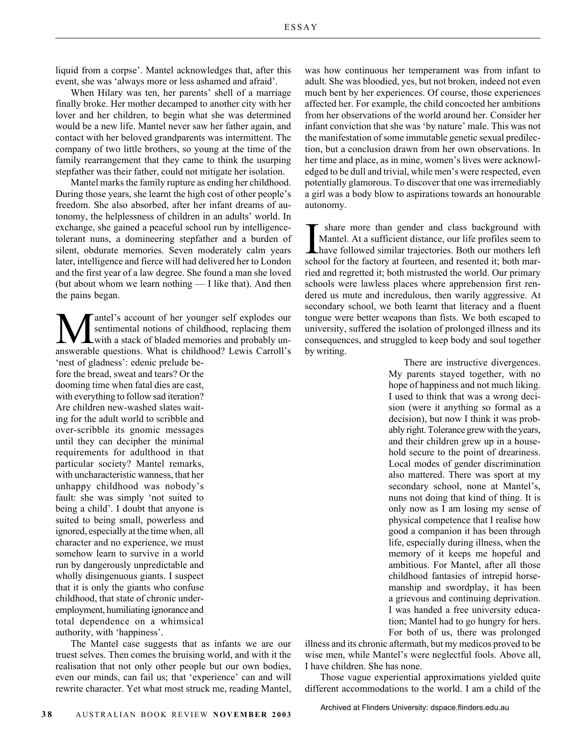liquid from a corpse'. Mantel acknowledges that, after this event, she was 'always more or less ashamed and afraid'.

When Hilary was ten, her parents' shell of a marriage finally broke. Her mother decamped to another city with her lover and her children, to begin what she was determined would be a new life. Mantel never saw her father again, and contact with her beloved grandparents was intermittent. The company of two little brothers, so young at the time of the family rearrangement that they came to think the usurping stepfather was their father, could not mitigate her isolation.

Mantel marks the family rupture as ending her childhood. During those years, she learnt the high cost of other people's freedom. She also absorbed, after her infant dreams of autonomy, the helplessness of children in an adults' world. In exchange, she gained a peaceful school run by intelligence-tolerant nuns, a domineering stepfather and a burden of silent, obdurate memories. Seven moderately calm years later, intelligence and fierce will had delivered her to London and the first year of a law degree. She found a man she loved (but about whom we learn nothing — I like that). And then the pains began.

Mantel's account of her younger self explodes our sentimental notions of childhood, replacing them with a stack of bladed memories and probably unanswerable questions. What is childhood? Lewis Carroll's 'nest of gladness': edenic prelude before the bread, sweat and tears? Or the dooming time when fatal dies are cast, with everything to follow sad iteration? Are children new-washed slates waiting for the adult world to scribble and over-scribble its gnomic messages until they can decipher the minimal requirements for adulthood in that particular society? Mantel remarks, with uncharacteristic wanness, that her unhappy childhood was nobody's fault: she was simply 'not suited to being a child'. I doubt that anyone is suited to being small, powerless and ignored, especially at the time when, all character and no experience, we must somehow learn to survive in a world run by dangerously unpredictable and wholly disingenuous giants. I suspect that it is only the giants who confuse childhood, that state of chronic underemployment, humiliating ignorance and total dependence on a whimsical authority, with 'happiness'.

The Mantel case suggests that as infants we are our truest selves. Then comes the bruising world, and with it the realisation that not only other people but our own bodies, even our minds, can fail us; that 'experience' can and will rewrite character. Yet what most struck me, reading Mantel, was how continuous her temperament was from infant to adult. She was bloodied, yes, but not broken, indeed not even much bent by her experiences. Of course, those experiences affected her. For example, the child concocted her ambitions from her observations of the world around her. Consider her infant conviction that she was 'by nature' male. This was not the manifestation of some immutable genetic sexual predilection, but a conclusion drawn from her own observations. In her time and place, as in mine, women's lives were acknowledged to be dull and trivial, while men's were respected, even potentially glamorous. To discover that one was irremediably a girl was a body blow to aspirations towards an honourable autonomy.

I share more than gender and class background with Mantel. At a sufficient distance, our life profiles seem to have followed similar trajectories. Both our mothers left school for the factory at fourteen, and resented it; both married and regretted it; both mistrusted the world. Our primary schools were lawless places where apprehension first rendered us mute and incredulous, then warily aggressive. At secondary school, we both learnt that literacy and a fluent tongue were better weapons than fists. We both escaped to university, suffered the isolation of prolonged illness and its consequences, and struggled to keep body and soul together by writing.

There are instructive divergences. My parents stayed together, with no hope of happiness and not much liking. I used to think that was a wrong decision (were it anything so formal as a decision), but now I think it was probably right. Tolerance grew with the years, and their children grew up in a household secure to the point of dreariness. Local modes of gender discrimination also mattered. There was sport at my secondary school, none at Mantel's, nuns not doing that kind of thing. It is only now as I am losing my sense of physical competence that I realise how good a companion it has been through life, especially during illness, when the memory of it keeps me hopeful and ambitious. For Mantel, after all those childhood fantasies of intrepid horsemanship and swordplay, it has been a grievous and continuing deprivation. I was handed a free university education; Mantel had to go hungry for hers. For both of us, there was prolonged illness and its chronic aftermath, but my medicos proved to be wise men, while Mantel's were neglectful fools. Above all, I have children. She has none.

Those vague experiential approximations yielded quite different accommodations to the world. I am a child of the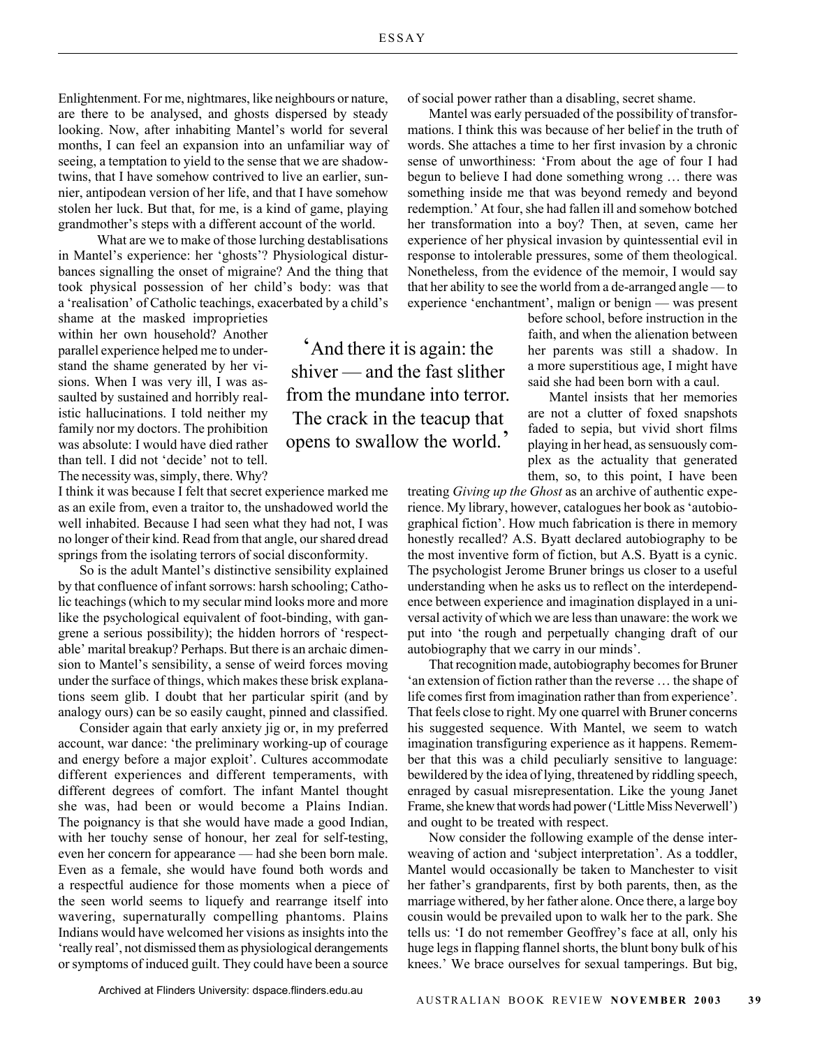Enlightenment. For me, nightmares, like neighbours or nature, are there to be analysed, and ghosts dispersed by steady looking. Now, after inhabiting Mantel's world for several months, I can feel an expansion into an unfamiliar way of seeing, a temptation to yield to the sense that we are shadow-twins, that I have somehow contrived to live an earlier, sunnier, antipodean version of her life, and that I have somehow stolen her luck. But that, for me, is a kind of game, playing grandmother's steps with a different account of the world.

What are we to make of those lurching destablisations in Mantel's experience: her 'ghosts'? Physiological disturbances signalling the onset of migraine? And the thing that took physical possession of her child's body: was that a 'realisation' of Catholic teachings, exacerbated by a child's shame at the masked improprieties within her own household? Another parallel experience helped me to understand the shame generated by her visions. When I was very ill, I was assaulted by sustained and horribly realistic hallucinations. I told neither my family nor my doctors. The prohibition was absolute: I would have died rather than tell. I did not 'decide' not to tell. The necessity was, simply, there. Why? I think it was because I felt that secret experience marked me as an exile from, even a traitor to, the unshadowed world the well inhabited. Because I had seen what they had not, I was no longer of their kind. Read from that angle, our shared dread springs from the isolating terrors of social disconformity.

> 'And there it is again: the shiver — and the fast slither from the mundane into terror. The crack in the teacup that opens to swallow the world.'

So is the adult Mantel's distinctive sensibility explained by that confluence of infant sorrows: harsh schooling; Catholic teachings (which to my secular mind looks more and more like the psychological equivalent of foot-binding, with gangrene a serious possibility); the hidden horrors of 'respectable' marital breakup? Perhaps. But there is an archaic dimension to Mantel's sensibility, a sense of weird forces moving under the surface of things, which makes these brisk explanations seem glib. I doubt that her particular spirit (and by analogy ours) can be so easily caught, pinned and classified.

Consider again that early anxiety jig or, in my preferred account, war dance: 'the preliminary working-up of courage and energy before a major exploit'. Cultures accommodate different experiences and different temperaments, with different degrees of comfort. The infant Mantel thought she was, had been or would become a Plains Indian. The poignancy is that she would have made a good Indian, with her touchy sense of honour, her zeal for self-testing, even her concern for appearance — had she been born male. Even as a female, she would have found both words and a respectful audience for those moments when a piece of the seen world seems to liquefy and rearrange itself into wavering, supernaturally compelling phantoms. Plains Indians would have welcomed her visions as insights into the 'really real', not dismissed them as physiological derangements or symptoms of induced guilt. They could have been a source of social power rather than a disabling, secret shame.

Mantel was early persuaded of the possibility of transformations. I think this was because of her belief in the truth of words. She attaches a time to her first invasion by a chronic sense of unworthiness: 'From about the age of four I had begun to believe I had done something wrong … there was something inside me that was beyond remedy and beyond redemption.' At four, she had fallen ill and somehow botched her transformation into a boy? Then, at seven, came her experience of her physical invasion by quintessential evil in response to intolerable pressures, some of them theological. Nonetheless, from the evidence of the memoir, I would say that her ability to see the world from a de-arranged angle — to experience 'enchantment', malign or benign — was present before school, before instruction in the faith, and when the alienation between her parents was still a shadow. In a more superstitious age, I might have said she had been born with a caul.

Mantel insists that her memories are not a clutter of foxed snapshots faded to sepia, but vivid short films playing in her head, as sensuously complex as the actuality that generated them, so, to this point, I have been treating *Giving up the Ghost* as an archive of authentic experience. My library, however, catalogues her book as 'autobiographical fiction'. How much fabrication is there in memory honestly recalled? A.S. Byatt declared autobiography to be the most inventive form of fiction, but A.S. Byatt is a cynic. The psychologist Jerome Bruner brings us closer to a useful understanding when he asks us to reflect on the interdependence between experience and imagination displayed in a universal activity of which we are less than unaware: the work we put into 'the rough and perpetually changing draft of our autobiography that we carry in our minds'.

That recognition made, autobiography becomes for Bruner 'an extension of fiction rather than the reverse … the shape of life comes first from imagination rather than from experience'. That feels close to right. My one quarrel with Bruner concerns his suggested sequence. With Mantel, we seem to watch imagination transfiguring experience as it happens. Remember that this was a child peculiarly sensitive to language: bewildered by the idea of lying, threatened by riddling speech, enraged by casual misrepresentation. Like the young Janet Frame, she knew that words had power ('Little Miss Neverwell') and ought to be treated with respect.

Now consider the following example of the dense interweaving of action and 'subject interpretation'. As a toddler, Mantel would occasionally be taken to Manchester to visit her father's grandparents, first by both parents, then, as the marriage withered, by her father alone. Once there, a large boy cousin would be prevailed upon to walk her to the park. She tells us: 'I do not remember Geoffrey's face at all, only his huge legs in flapping flannel shorts, the blunt bony bulk of his knees.' We brace ourselves for sexual tamperings. But big,

Archived at Flinders University: dspace.flinders.edu.au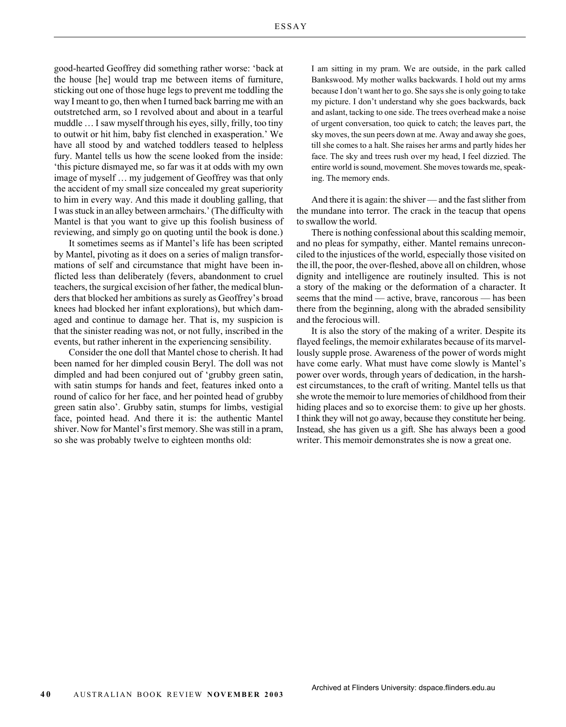good-hearted Geoffrey did something rather worse: 'back at the house [he] would trap me between items of furniture, sticking out one of those huge legs to prevent me toddling the way I meant to go, then when I turned back barring me with an outstretched arm, so I revolved about and about in a tearful muddle … I saw myself through his eyes, silly, frilly, too tiny to outwit or hit him, baby fist clenched in exasperation.' We have all stood by and watched toddlers teased to helpless fury. Mantel tells us how the scene looked from the inside: 'this picture dismayed me, so far was it at odds with my own image of myself … my judgement of Geoffrey was that only the accident of my small size concealed my great superiority to him in every way. And this made it doubling galling, that I was stuck in an alley between armchairs.' (The difficulty with Mantel is that you want to give up this foolish business of reviewing, and simply go on quoting until the book is done.)

It sometimes seems as if Mantel's life has been scripted by Mantel, pivoting as it does on a series of malign transformations of self and circumstance that might have been inflicted less than deliberately (fevers, abandonment to cruel teachers, the surgical excision of her father, the medical blunders that blocked her ambitions as surely as Geoffrey's broad knees had blocked her infant explorations), but which damaged and continue to damage her. That is, my suspicion is that the sinister reading was not, or not fully, inscribed in the events, but rather inherent in the experiencing sensibility.

Consider the one doll that Mantel chose to cherish. It had been named for her dimpled cousin Beryl. The doll was not dimpled and had been conjured out of 'grubby green satin, with satin stumps for hands and feet, features inked onto a round of calico for her face, and her pointed head of grubby green satin also'. Grubby satin, stumps for limbs, vestigial face, pointed head. And there it is: the authentic Mantel shiver. Now for Mantel's first memory. She was still in a pram, so she was probably twelve to eighteen months old:

> I am sitting in my pram. We are outside, in the park called Bankswood. My mother walks backwards. I hold out my arms because I don't want her to go. She says she is only going to take my picture. I don't understand why she goes backwards, back and aslant, tacking to one side. The trees overhead make a noise of urgent conversation, too quick to catch; the leaves part, the sky moves, the sun peers down at me. Away and away she goes, till she comes to a halt. She raises her arms and partly hides her face. The sky and trees rush over my head, I feel dizzied. The entire world is sound, movement. She moves towards me, speaking. The memory ends.

And there it is again: the shiver — and the fast slither from the mundane into terror. The crack in the teacup that opens to swallow the world.

There is nothing confessional about this scalding memoir, and no pleas for sympathy, either. Mantel remains unreconciled to the injustices of the world, especially those visited on the ill, the poor, the over-fleshed, above all on children, whose dignity and intelligence are routinely insulted. This is not a story of the making or the deformation of a character. It seems that the mind — active, brave, rancorous — has been there from the beginning, along with the abraded sensibility and the ferocious will.

It is also the story of the making of a writer. Despite its flayed feelings, the memoir exhilarates because of its marvellously supple prose. Awareness of the power of words might have come early. What must have come slowly is Mantel's power over words, through years of dedication, in the harshest circumstances, to the craft of writing. Mantel tells us that she wrote the memoir to lure memories of childhood from their hiding places and so to exorcise them: to give up her ghosts. I think they will not go away, because they constitute her being. Instead, she has given us a gift. She has always been a good writer. This memoir demonstrates she is now a great one.

Archived at Flinders University: dspace.flinders.edu.au